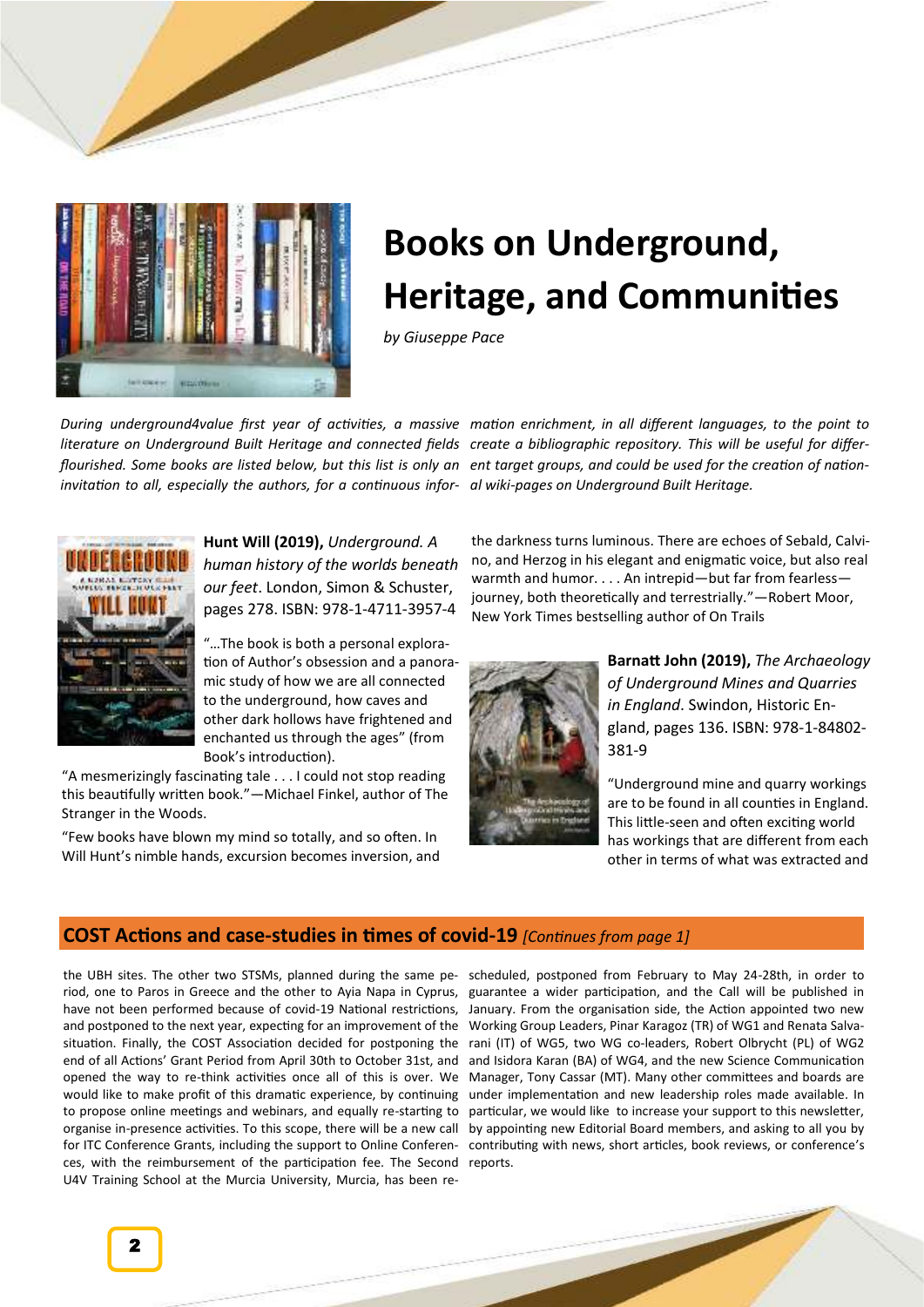# Books on Underground, Heritage, and Communities

*by Giuseppe Pace*

*During underground4value first year of activities, a massive literature on Underground Built Heritage and connected fields flourished. Some books are listed below, but this list is only an invitation to all, especially the authors, for a continuous information enrichment, in all different languages, to the point to create a bibliographic repository. This will be useful for different target groups, and could be used for the creation of national wiki-pages on Underground Built Heritage.*

**Hunt Will (2019),** *Underground. A human history of the worlds beneath our feet*. London, Simon & Schuster, pages 278. ISBN: 978-1-4711-3957-4

"…The book is both a personal exploration of Author's obsession and a panoramic study of how we are all connected to the underground, how caves and other dark hollows have frightened and enchanted us through the ages" (from Book's introduction).

"A mesmerizingly fascinating tale . . . I could not stop reading this beautifully written book."—Michael Finkel, author of The Stranger in the Woods.

"Few books have blown my mind so totally, and so often. In Will Hunt's nimble hands, excursion becomes inversion, and the darkness turns luminous. There are echoes of Sebald, Calvino, and Herzog in his elegant and enigmatic voice, but also real warmth and humor. . . . An intrepid—but far from fearless—journey, both theoretically and terrestrially."—Robert Moor, New York Times bestselling author of On Trails

**Barnatt John (2019),** *The Archaeology of Underground Mines and Quarries in England*. Swindon, Historic England, pages 136. ISBN: 978-1-84802-381-9

"Underground mine and quarry workings are to be found in all counties in England. This little-seen and often exciting world has workings that are different from each other in terms of what was extracted and

## COST Actions and case-studies in times of covid-19 *[Continues from page 1]*

the UBH sites. The other two STSMs, planned during the same period, one to Paros in Greece and the other to Ayia Napa in Cyprus, have not been performed because of covid-19 National restrictions, and postponed to the next year, expecting for an improvement of the situation. Finally, the COST Association decided for postponing the end of all Actions' Grant Period from April 30th to October 31st, and opened the way to re-think activities once all of this is over. We would like to make profit of this dramatic experience, by continuing to propose online meetings and webinars, and equally re-starting to organise in-presence activities. To this scope, there will be a new call for ITC Conference Grants, including the support to Online Conferences, with the reimbursement of the participation fee. The Second U4V Training School at the Murcia University, Murcia, has been rescheduled, postponed from February to May 24-28th, in order to guarantee a wider participation, and the Call will be published in January. From the organisation side, the Action appointed two new Working Group Leaders, Pinar Karagoz (TR) of WG1 and Renata Salvarani (IT) of WG5, two WG co-leaders, Robert Olbrycht (PL) of WG2 and Isidora Karan (BA) of WG4, and the new Science Communication Manager, Tony Cassar (MT). Many other committees and boards are under implementation and new leadership roles made available. In particular, we would like to increase your support to this newsletter, by appointing new Editorial Board members, and asking to all you by contributing with news, short articles, book reviews, or conference's reports.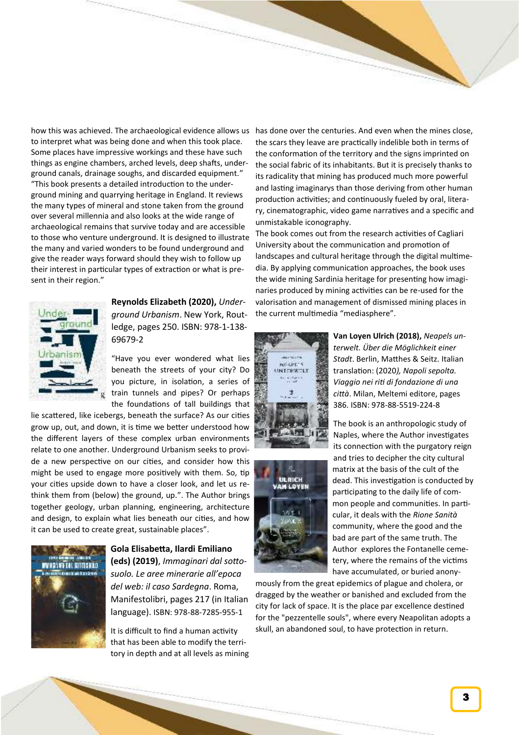how this was achieved. The archaeological evidence allows us to interpret what was being done and when this took place. Some places have impressive workings and these have such things as engine chambers, arched levels, deep shafts, underground canals, drainage soughs, and discarded equipment." "This book presents a detailed introduction to the underground mining and quarrying heritage in England. It reviews the many types of mineral and stone taken from the ground over several millennia and also looks at the wide range of archaeological remains that survive today and are accessible to those who venture underground. It is designed to illustrate the many and varied wonders to be found underground and give the reader ways forward should they wish to follow up their interest in particular types of extraction or what is present in their region."

**Reynolds Elizabeth (2020),** *Underground Urbanism*. New York, Routledge, pages 250. ISBN: 978-1-138-69679-2

"Have you ever wondered what lies beneath the streets of your city? Do you picture, in isolation, a series of train tunnels and pipes? Or perhaps the foundations of tall buildings that lie scattered, like icebergs, beneath the surface? As our cities grow up, out, and down, it is time we better understood how the different layers of these complex urban environments relate to one another. Underground Urbanism seeks to provide a new perspective on our cities, and consider how this might be used to engage more positively with them. So, tip your cities upside down to have a closer look, and let us rethink them from (below) the ground, up.". The Author brings together geology, urban planning, engineering, architecture and design, to explain what lies beneath our cities, and how it can be used to create great, sustainable places".

**Gola Elisabetta, Ilardi Emiliano (eds) (2019)**, *Immaginari dal sottosuolo. Le aree minerarie all'epoca del web: il caso Sardegna*. Roma, Manifestolibri, pages 217 (in Italian language). ISBN: 978-88-7285-955-1

It is difficult to find a human activity that has been able to modify the territory in depth and at all levels as mining has done over the centuries. And even when the mines close, the scars they leave are practically indelible both in terms of the conformation of the territory and the signs imprinted on the social fabric of its inhabitants. But it is precisely thanks to its radicality that mining has produced much more powerful and lasting imaginarys than those deriving from other human production activities; and continuously fueled by oral, literary, cinematographic, video game narratives and a specific and unmistakable iconography.

The book comes out from the research activities of Cagliari University about the communication and promotion of landscapes and cultural heritage through the digital multimedia. By applying communication approaches, the book uses the wide mining Sardinia heritage for presenting how imaginaries produced by mining activities can be re-used for the valorisation and management of dismissed mining places in the current multimedia "mediasphere".

**Van Loyen Ulrich (2018),** *Neapels unterwelt. Über die Möglichkeit einer Stadt*. Berlin, Matthes & Seitz. Italian translation: (2020*), Napoli sepolta. Viaggio nei riti di fondazione di una città*. Milan, Meltemi editore, pages 386. ISBN: 978-88-5519-224-8

The book is an anthropologic study of Naples, where the Author investigates its connection with the purgatory reign and tries to decipher the city cultural matrix at the basis of the cult of the dead. This investigation is conducted by participating to the daily life of common people and communities. In particular, it deals with the *Rione Sanità* community, where the good and the bad are part of the same truth. The Author explores the Fontanelle cemetery, where the remains of the victims have accumulated, or buried anonymously from the great epidemics of plague and cholera, or dragged by the weather or banished and excluded from the city for lack of space. It is the place par excellence destined for the "pezzentelle souls", where every Neapolitan adopts a skull, an abandoned soul, to have protection in return.